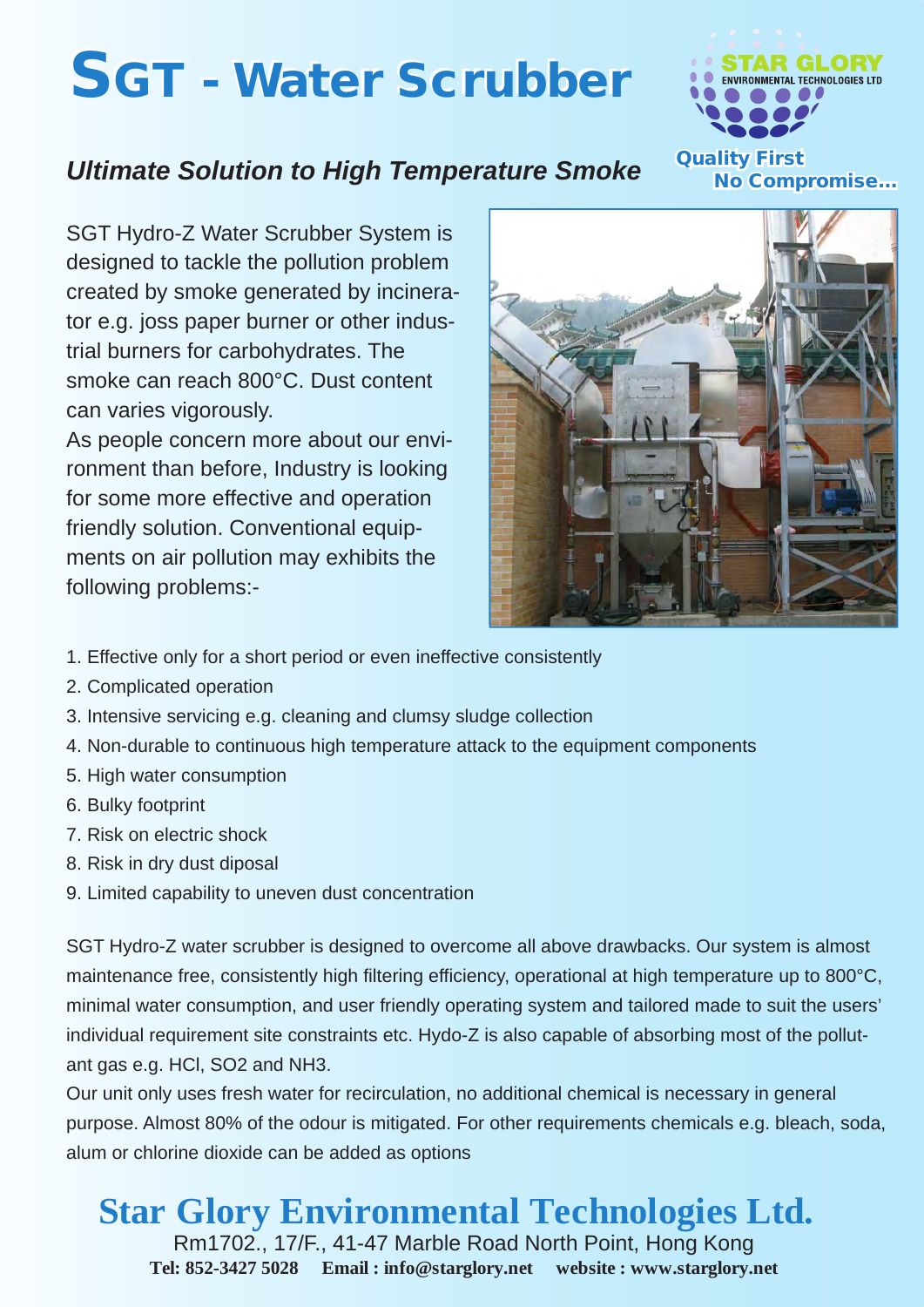# SGT - Water Scrubber

STAR GLORY
ENVIRONMENTAL TECHNOLOGIES LTD

Quality First
No Compromise...

### *Ultimate Solution to High Temperature Smoke*

SGT Hydro-Z Water Scrubber System is designed to tackle the pollution problem created by smoke generated by incinerator e.g. joss paper burner or other industrial burners for carbohydrates. The smoke can reach 800°C. Dust content can varies vigorously.

As people concern more about our environment than before, Industry is looking for some more effective and operation friendly solution. Conventional equipments on air pollution may exhibits the following problems:-

1. Effective only for a short period or even ineffective consistently
2. Complicated operation
3. Intensive servicing e.g. cleaning and clumsy sludge collection
4. Non-durable to continuous high temperature attack to the equipment components
5. High water consumption
6. Bulky footprint
7. Risk on electric shock
8. Risk in dry dust diposal
9. Limited capability to uneven dust concentration

SGT Hydro-Z water scrubber is designed to overcome all above drawbacks. Our system is almost maintenance free, consistently high filtering efficiency, operational at high temperature up to 800°C, minimal water consumption, and user friendly operating system and tailored made to suit the users' individual requirement site constraints etc. Hydo-Z is also capable of absorbing most of the pollutant gas e.g. HCl, $SO_2$ and $NH_3$.

Our unit only uses fresh water for recirculation, no additional chemical is necessary in general purpose. Almost 80% of the odour is mitigated. For other requirements chemicals e.g. bleach, soda, alum or chlorine dioxide can be added as options

## Star Glory Environmental Technologies Ltd.

Rm1702., 17/F., 41-47 Marble Road North Point, Hong Kong

**Tel: 852-3427 5028 Email : info@starglory.net website : www.starglory.net**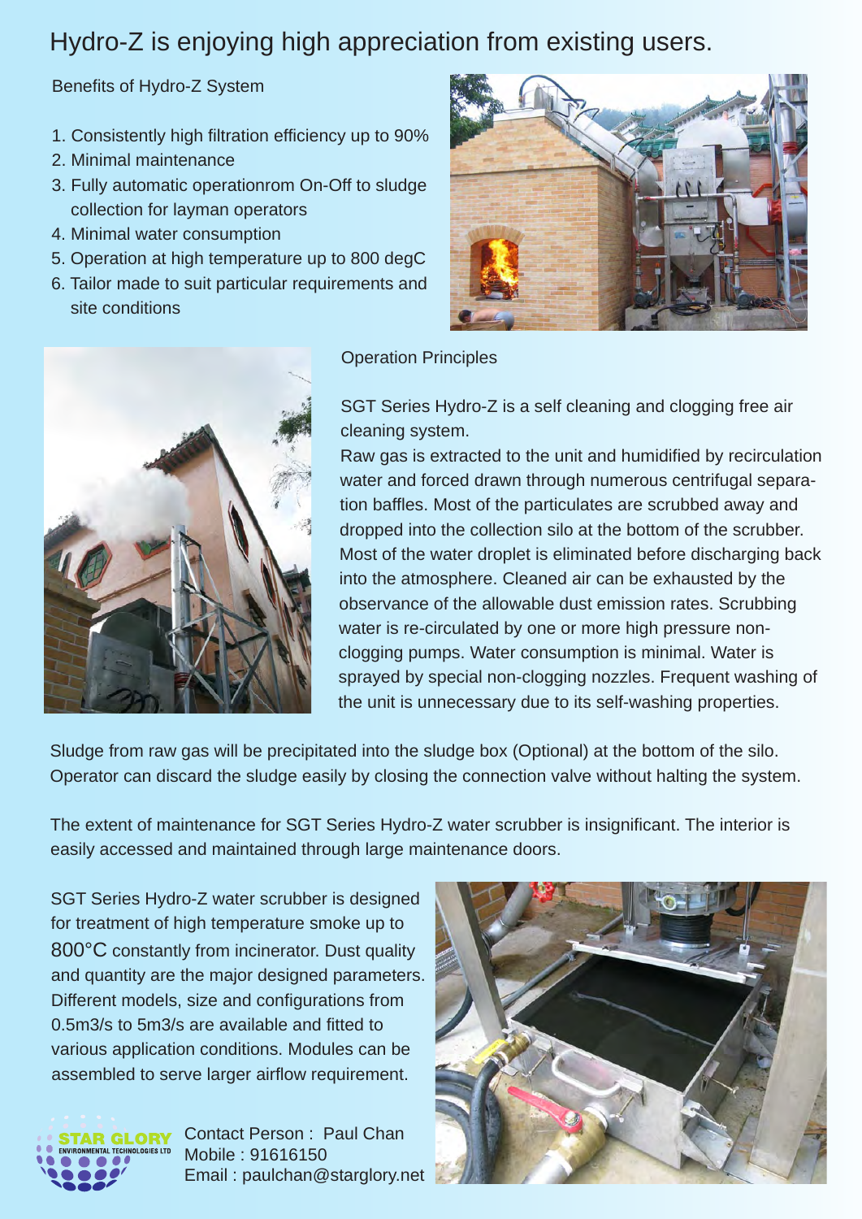# Hydro-Z is enjoying high appreciation from existing users.

Benefits of Hydro-Z System

1. Consistently high filtration efficiency up to 90%
2. Minimal maintenance
3. Fully automatic operationrom On-Off to sludge collection for layman operators
4. Minimal water consumption
5. Operation at high temperature up to 800 degC
6. Tailor made to suit particular requirements and site conditions

## Operation Principles

SGT Series Hydro-Z is a self cleaning and clogging free air cleaning system.

Raw gas is extracted to the unit and humidified by recirculation water and forced drawn through numerous centrifugal separation baffles. Most of the particulates are scrubbed away and dropped into the collection silo at the bottom of the scrubber. Most of the water droplet is eliminated before discharging back into the atmosphere. Cleaned air can be exhausted by the observance of the allowable dust emission rates. Scrubbing water is re-circulated by one or more high pressure non-clogging pumps. Water consumption is minimal. Water is sprayed by special non-clogging nozzles. Frequent washing of the unit is unnecessary due to its self-washing properties.

Sludge from raw gas will be precipitated into the sludge box (Optional) at the bottom of the silo. Operator can discard the sludge easily by closing the connection valve without halting the system.

The extent of maintenance for SGT Series Hydro-Z water scrubber is insignificant. The interior is easily accessed and maintained through large maintenance doors.

SGT Series Hydro-Z water scrubber is designed for treatment of high temperature smoke up to 800°C constantly from incinerator. Dust quality and quantity are the major designed parameters. Different models, size and configurations from 0.5m3/s to 5m3/s are available and fitted to various application conditions. Modules can be assembled to serve larger airflow requirement.

STAR GLORY ENVIRONMENTAL TECHNOLOGIES LTD

Contact Person : Paul Chan
Mobile : 91616150
Email : paulchan@starglory.net